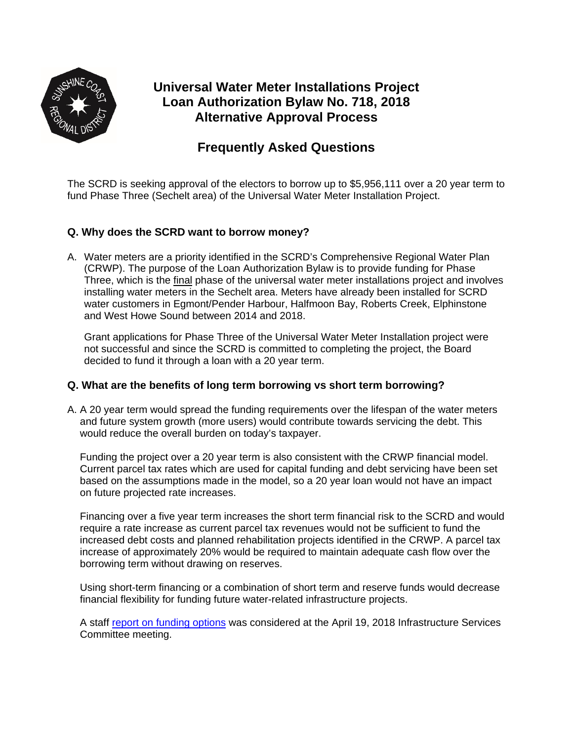# Universal Water Meter Installations Project Loan Authorization Bylaw No. 718, 2018 Alternative Approval Process

## Frequently Asked Questions

The SCRD is seeking approval of the electors to borrow up to $5,956,111 over a 20 year term to fund Phase Three (Sechelt area) of the Universal Water Meter Installation Project.

### Q. Why does the SCRD want to borrow money?

A. Water meters are a priority identified in the SCRD's Comprehensive Regional Water Plan (CRWP). The purpose of the Loan Authorization Bylaw is to provide funding for Phase Three, which is the final phase of the universal water meter installations project and involves installing water meters in the Sechelt area. Meters have already been installed for SCRD water customers in Egmont/Pender Harbour, Halfmoon Bay, Roberts Creek, Elphinstone and West Howe Sound between 2014 and 2018.

Grant applications for Phase Three of the Universal Water Meter Installation project were not successful and since the SCRD is committed to completing the project, the Board decided to fund it through a loan with a 20 year term.

### Q. What are the benefits of long term borrowing vs short term borrowing?

A. A 20 year term would spread the funding requirements over the lifespan of the water meters and future system growth (more users) would contribute towards servicing the debt. This would reduce the overall burden on today's taxpayer.

Funding the project over a 20 year term is also consistent with the CRWP financial model. Current parcel tax rates which are used for capital funding and debt servicing have been set based on the assumptions made in the model, so a 20 year loan would not have an impact on future projected rate increases.

Financing over a five year term increases the short term financial risk to the SCRD and would require a rate increase as current parcel tax revenues would not be sufficient to fund the increased debt costs and planned rehabilitation projects identified in the CRWP. A parcel tax increase of approximately 20% would be required to maintain adequate cash flow over the borrowing term without drawing on reserves.

Using short-term financing or a combination of short term and reserve funds would decrease financial flexibility for funding future water-related infrastructure projects.

A staff report on funding options was considered at the April 19, 2018 Infrastructure Services Committee meeting.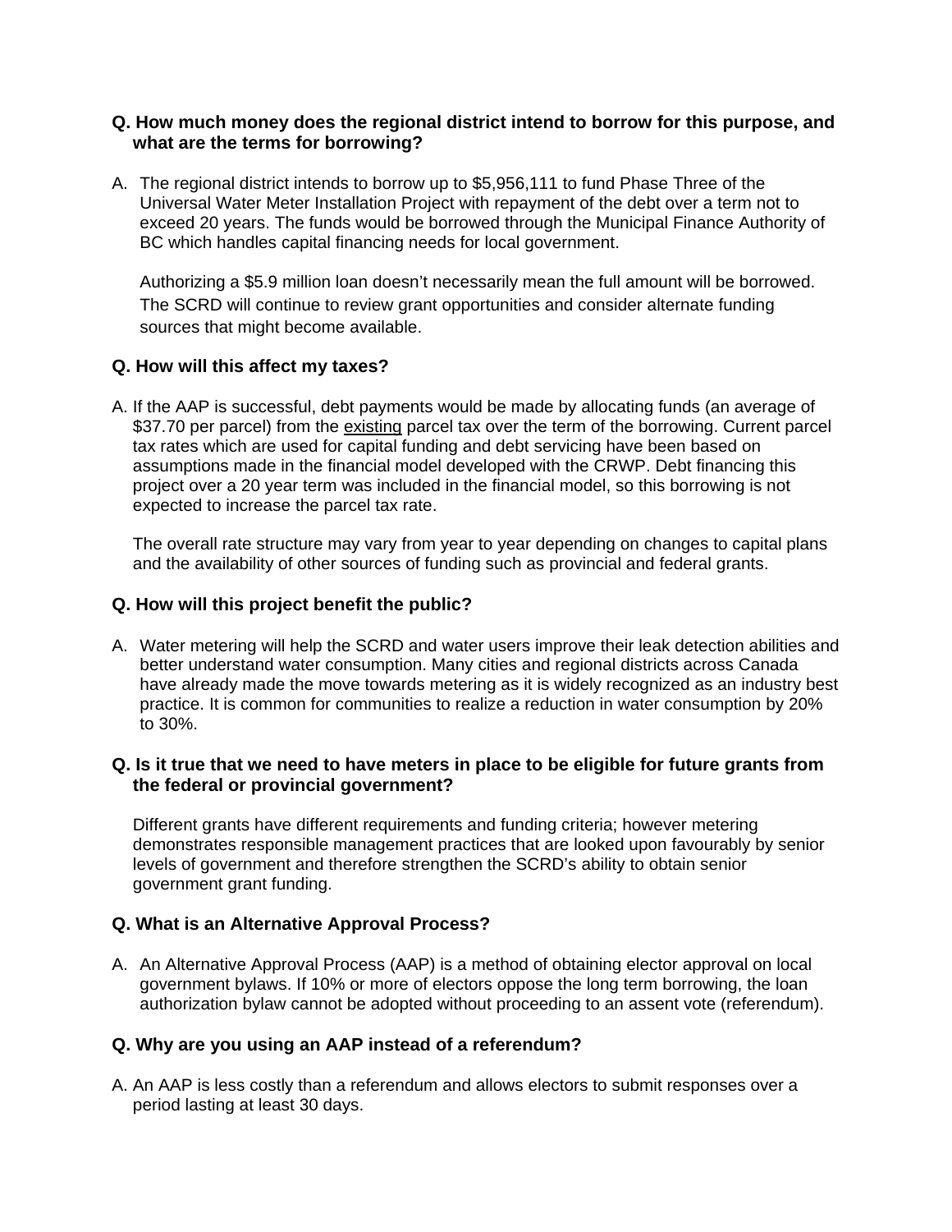**Q. How much money does the regional district intend to borrow for this purpose, and what are the terms for borrowing?**

A. The regional district intends to borrow up to $5,956,111 to fund Phase Three of the Universal Water Meter Installation Project with repayment of the debt over a term not to exceed 20 years. The funds would be borrowed through the Municipal Finance Authority of BC which handles capital financing needs for local government.

Authorizing a $5.9 million loan doesn't necessarily mean the full amount will be borrowed. The SCRD will continue to review grant opportunities and consider alternate funding sources that might become available.

**Q. How will this affect my taxes?**

A. If the AAP is successful, debt payments would be made by allocating funds (an average of $37.70 per parcel) from the existing parcel tax over the term of the borrowing. Current parcel tax rates which are used for capital funding and debt servicing have been based on assumptions made in the financial model developed with the CRWP. Debt financing this project over a 20 year term was included in the financial model, so this borrowing is not expected to increase the parcel tax rate.

The overall rate structure may vary from year to year depending on changes to capital plans and the availability of other sources of funding such as provincial and federal grants.

**Q. How will this project benefit the public?**

A. Water metering will help the SCRD and water users improve their leak detection abilities and better understand water consumption. Many cities and regional districts across Canada have already made the move towards metering as it is widely recognized as an industry best practice. It is common for communities to realize a reduction in water consumption by 20% to 30%.

**Q. Is it true that we need to have meters in place to be eligible for future grants from the federal or provincial government?**

Different grants have different requirements and funding criteria; however metering demonstrates responsible management practices that are looked upon favourably by senior levels of government and therefore strengthen the SCRD's ability to obtain senior government grant funding.

**Q. What is an Alternative Approval Process?**

A. An Alternative Approval Process (AAP) is a method of obtaining elector approval on local government bylaws. If 10% or more of electors oppose the long term borrowing, the loan authorization bylaw cannot be adopted without proceeding to an assent vote (referendum).

**Q. Why are you using an AAP instead of a referendum?**

A. An AAP is less costly than a referendum and allows electors to submit responses over a period lasting at least 30 days.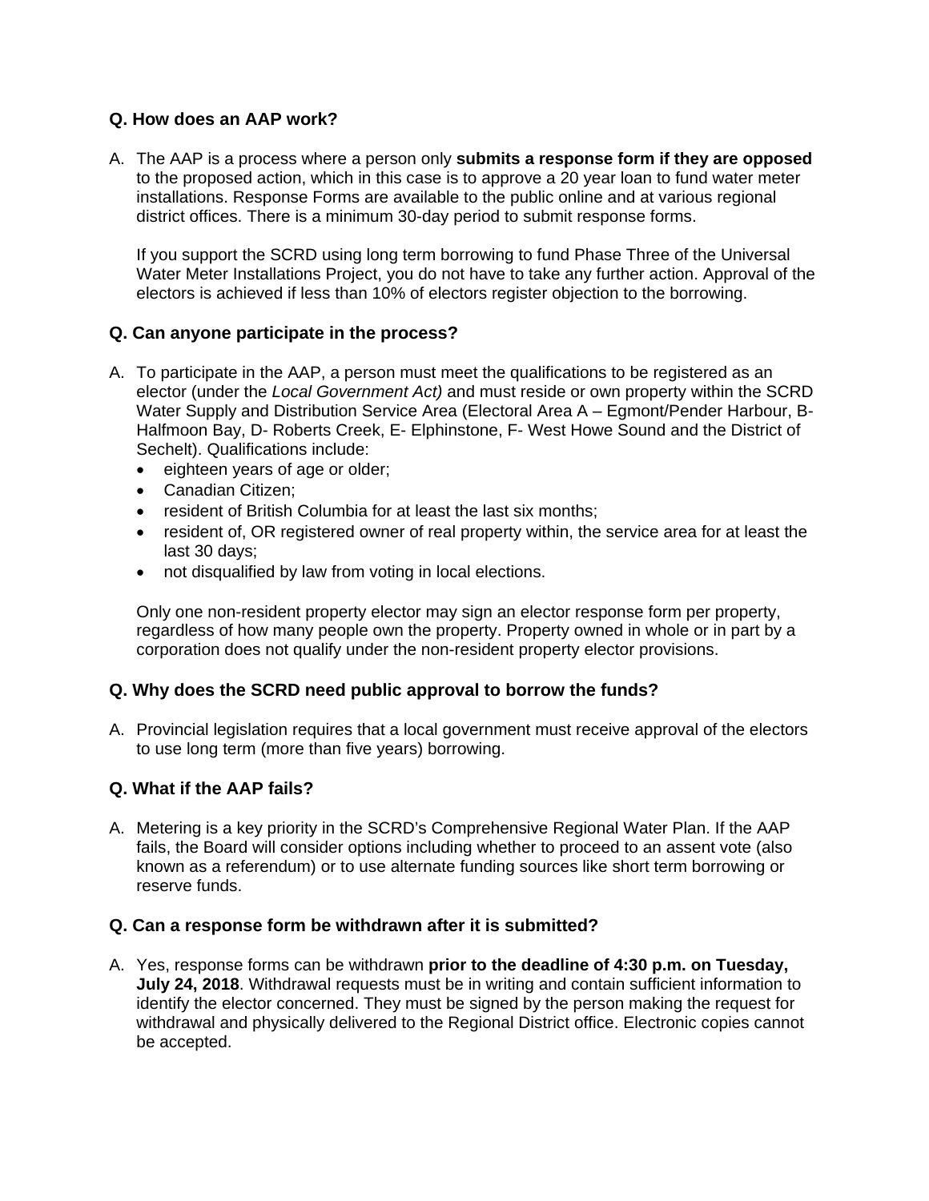**Q. How does an AAP work?**

A. The AAP is a process where a person only **submits a response form if they are opposed** to the proposed action, which in this case is to approve a 20 year loan to fund water meter installations. Response Forms are available to the public online and at various regional district offices. There is a minimum 30-day period to submit response forms.

If you support the SCRD using long term borrowing to fund Phase Three of the Universal Water Meter Installations Project, you do not have to take any further action. Approval of the electors is achieved if less than 10% of electors register objection to the borrowing.

**Q. Can anyone participate in the process?**

A. To participate in the AAP, a person must meet the qualifications to be registered as an elector (under the *Local Government Act)* and must reside or own property within the SCRD Water Supply and Distribution Service Area (Electoral Area A – Egmont/Pender Harbour, B- Halfmoon Bay, D- Roberts Creek, E- Elphinstone, F- West Howe Sound and the District of Sechelt). Qualifications include:

- eighteen years of age or older;
- Canadian Citizen;
- resident of British Columbia for at least the last six months;
- resident of, OR registered owner of real property within, the service area for at least the last 30 days;
- not disqualified by law from voting in local elections.

Only one non-resident property elector may sign an elector response form per property, regardless of how many people own the property. Property owned in whole or in part by a corporation does not qualify under the non-resident property elector provisions.

**Q. Why does the SCRD need public approval to borrow the funds?**

A. Provincial legislation requires that a local government must receive approval of the electors to use long term (more than five years) borrowing.

**Q. What if the AAP fails?**

A. Metering is a key priority in the SCRD's Comprehensive Regional Water Plan. If the AAP fails, the Board will consider options including whether to proceed to an assent vote (also known as a referendum) or to use alternate funding sources like short term borrowing or reserve funds.

**Q. Can a response form be withdrawn after it is submitted?**

A. Yes, response forms can be withdrawn **prior to the deadline of 4:30 p.m. on Tuesday, July 24, 2018**. Withdrawal requests must be in writing and contain sufficient information to identify the elector concerned. They must be signed by the person making the request for withdrawal and physically delivered to the Regional District office. Electronic copies cannot be accepted.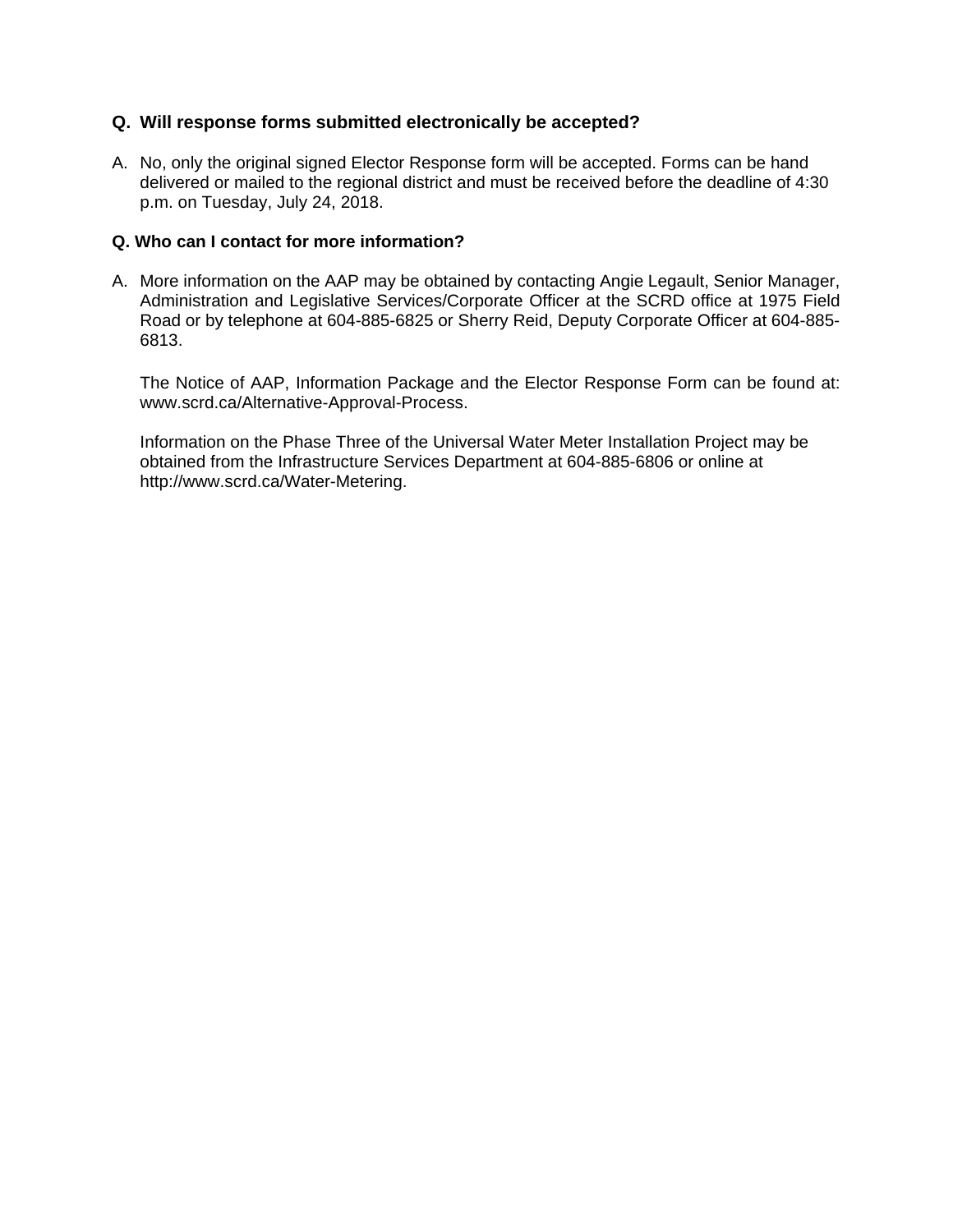**Q. Will response forms submitted electronically be accepted?**

A. No, only the original signed Elector Response form will be accepted. Forms can be hand delivered or mailed to the regional district and must be received before the deadline of 4:30 p.m. on Tuesday, July 24, 2018.

**Q. Who can I contact for more information?**

A. More information on the AAP may be obtained by contacting Angie Legault, Senior Manager, Administration and Legislative Services/Corporate Officer at the SCRD office at 1975 Field Road or by telephone at 604-885-6825 or Sherry Reid, Deputy Corporate Officer at 604-885-6813.

The Notice of AAP, Information Package and the Elector Response Form can be found at: www.scrd.ca/Alternative-Approval-Process.

Information on the Phase Three of the Universal Water Meter Installation Project may be obtained from the Infrastructure Services Department at 604-885-6806 or online at http://www.scrd.ca/Water-Metering.